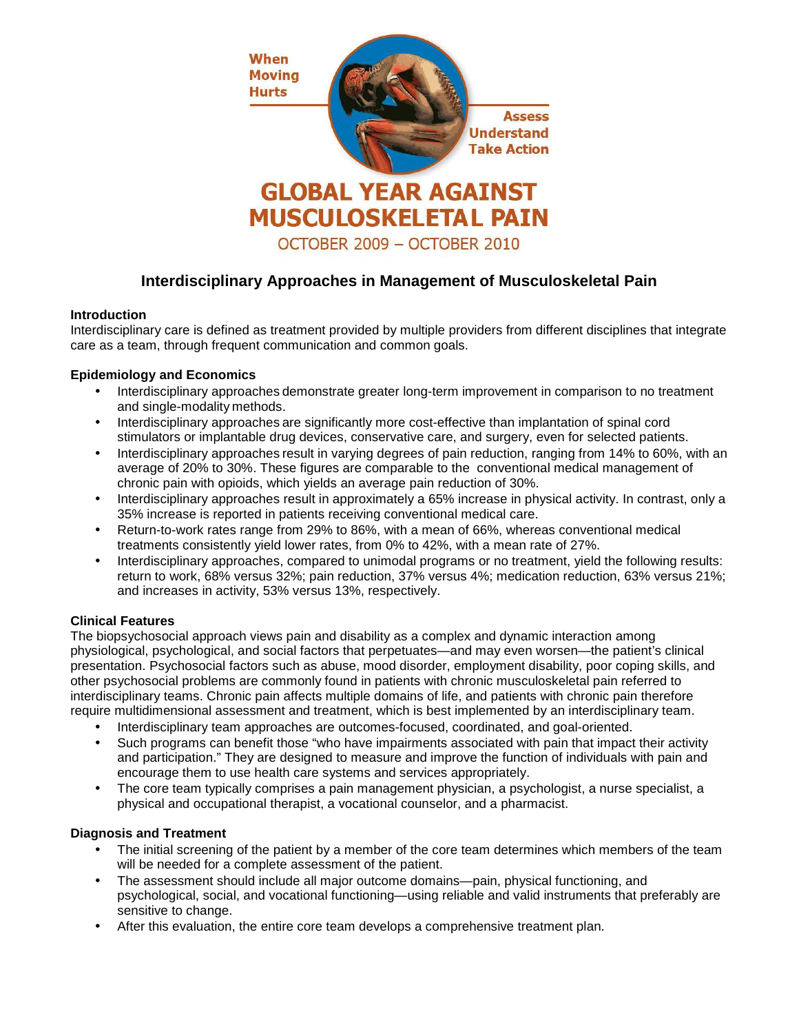When Moving Hurts

Assess Understand Take Action

# GLOBAL YEAR AGAINST MUSCULOSKELETAL PAIN

OCTOBER 2009 – OCTOBER 2010

## Interdisciplinary Approaches in Management of Musculoskeletal Pain

### Introduction

Interdisciplinary care is defined as treatment provided by multiple providers from different disciplines that integrate care as a team, through frequent communication and common goals.

### Epidemiology and Economics

- Interdisciplinary approaches demonstrate greater long-term improvement in comparison to no treatment and single-modality methods.
- Interdisciplinary approaches are significantly more cost-effective than implantation of spinal cord stimulators or implantable drug devices, conservative care, and surgery, even for selected patients.
- Interdisciplinary approaches result in varying degrees of pain reduction, ranging from 14% to 60%, with an average of 20% to 30%. These figures are comparable to the conventional medical management of chronic pain with opioids, which yields an average pain reduction of 30%.
- Interdisciplinary approaches result in approximately a 65% increase in physical activity. In contrast, only a 35% increase is reported in patients receiving conventional medical care.
- Return-to-work rates range from 29% to 86%, with a mean of 66%, whereas conventional medical treatments consistently yield lower rates, from 0% to 42%, with a mean rate of 27%.
- Interdisciplinary approaches, compared to unimodal programs or no treatment, yield the following results: return to work, 68% versus 32%; pain reduction, 37% versus 4%; medication reduction, 63% versus 21%; and increases in activity, 53% versus 13%, respectively.

### Clinical Features

The biopsychosocial approach views pain and disability as a complex and dynamic interaction among physiological, psychological, and social factors that perpetuates—and may even worsen—the patient's clinical presentation. Psychosocial factors such as abuse, mood disorder, employment disability, poor coping skills, and other psychosocial problems are commonly found in patients with chronic musculoskeletal pain referred to interdisciplinary teams. Chronic pain affects multiple domains of life, and patients with chronic pain therefore require multidimensional assessment and treatment, which is best implemented by an interdisciplinary team.

- Interdisciplinary team approaches are outcomes-focused, coordinated, and goal-oriented.
- Such programs can benefit those "who have impairments associated with pain that impact their activity and participation." They are designed to measure and improve the function of individuals with pain and encourage them to use health care systems and services appropriately.
- The core team typically comprises a pain management physician, a psychologist, a nurse specialist, a physical and occupational therapist, a vocational counselor, and a pharmacist.

### Diagnosis and Treatment

- The initial screening of the patient by a member of the core team determines which members of the team will be needed for a complete assessment of the patient.
- The assessment should include all major outcome domains—pain, physical functioning, and psychological, social, and vocational functioning—using reliable and valid instruments that preferably are sensitive to change.
- After this evaluation, the entire core team develops a comprehensive treatment plan.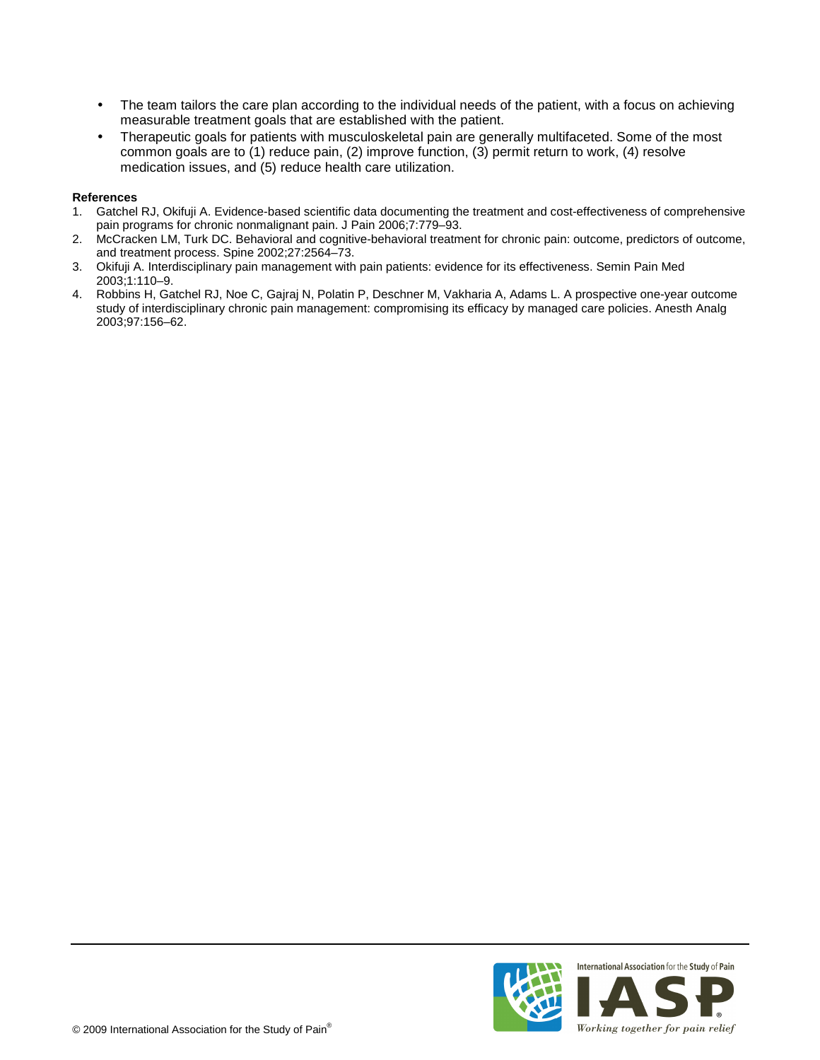- The team tailors the care plan according to the individual needs of the patient, with a focus on achieving measurable treatment goals that are established with the patient.
- Therapeutic goals for patients with musculoskeletal pain are generally multifaceted. Some of the most common goals are to (1) reduce pain, (2) improve function, (3) permit return to work, (4) resolve medication issues, and (5) reduce health care utilization.

**References**

1. Gatchel RJ, Okifuji A. Evidence-based scientific data documenting the treatment and cost-effectiveness of comprehensive pain programs for chronic nonmalignant pain. J Pain 2006;7:779–93.
2. McCracken LM, Turk DC. Behavioral and cognitive-behavioral treatment for chronic pain: outcome, predictors of outcome, and treatment process. Spine 2002;27:2564–73.
3. Okifuji A. Interdisciplinary pain management with pain patients: evidence for its effectiveness. Semin Pain Med 2003;1:110–9.
4. Robbins H, Gatchel RJ, Noe C, Gajraj N, Polatin P, Deschner M, Vakharia A, Adams L. A prospective one-year outcome study of interdisciplinary chronic pain management: compromising its efficacy by managed care policies. Anesth Analg 2003;97:156–62.

© 2009 International Association for the Study of Pain®

International Association for the Study of Pain

IASP®

*Working together for pain relief*